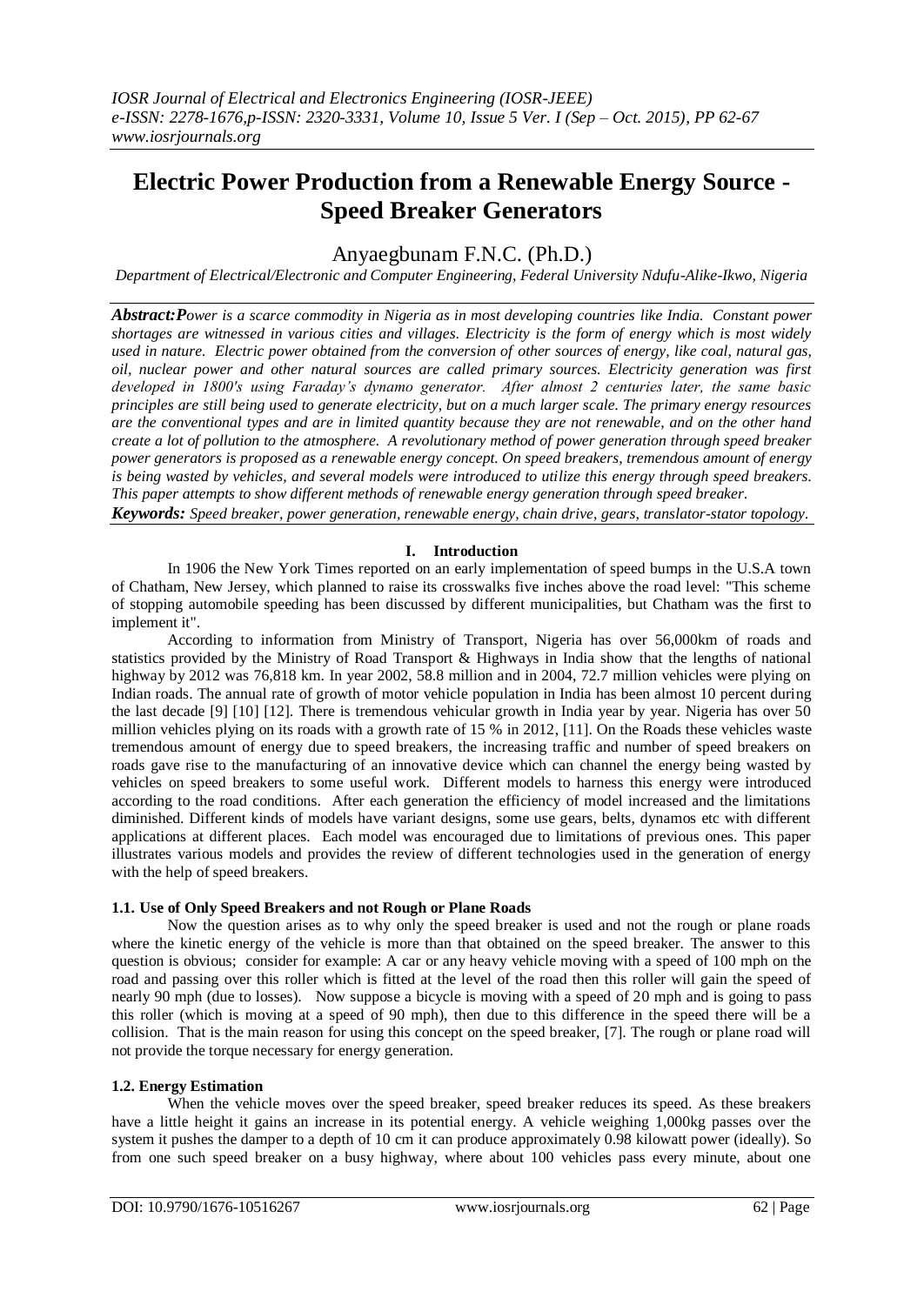# Electric Power Production from a Renewable Energy Source - Speed Breaker Generators

Anyaegbunam F.N.C. (Ph.D.)

*Department of Electrical/Electronic and Computer Engineering, Federal University Ndufu-Alike-Ikwo, Nigeria*

***Abstract:*** *Power is a scarce commodity in Nigeria as in most developing countries like India. Constant power shortages are witnessed in various cities and villages. Electricity is the form of energy which is most widely used in nature. Electric power obtained from the conversion of other sources of energy, like coal, natural gas, oil, nuclear power and other natural sources are called primary sources. Electricity generation was first developed in 1800's using Faraday's dynamo generator. After almost 2 centuries later, the same basic principles are still being used to generate electricity, but on a much larger scale. The primary energy resources are the conventional types and are in limited quantity because they are not renewable, and on the other hand create a lot of pollution to the atmosphere. A revolutionary method of power generation through speed breaker power generators is proposed as a renewable energy concept. On speed breakers, tremendous amount of energy is being wasted by vehicles, and several models were introduced to utilize this energy through speed breakers. This paper attempts to show different methods of renewable energy generation through speed breaker.*

***Keywords:*** *Speed breaker, power generation, renewable energy, chain drive, gears, translator-stator topology.*

## I. Introduction

In 1906 the New York Times reported on an early implementation of speed bumps in the U.S.A town of Chatham, New Jersey, which planned to raise its crosswalks five inches above the road level: "This scheme of stopping automobile speeding has been discussed by different municipalities, but Chatham was the first to implement it".

According to information from Ministry of Transport, Nigeria has over 56,000km of roads and statistics provided by the Ministry of Road Transport & Highways in India show that the lengths of national highway by 2012 was 76,818 km. In year 2002, 58.8 million and in 2004, 72.7 million vehicles were plying on Indian roads. The annual rate of growth of motor vehicle population in India has been almost 10 percent during the last decade [9] [10] [12]. There is tremendous vehicular growth in India year by year. Nigeria has over 50 million vehicles plying on its roads with a growth rate of 15 % in 2012, [11]. On the Roads these vehicles waste tremendous amount of energy due to speed breakers, the increasing traffic and number of speed breakers on roads gave rise to the manufacturing of an innovative device which can channel the energy being wasted by vehicles on speed breakers to some useful work. Different models to harness this energy were introduced according to the road conditions. After each generation the efficiency of model increased and the limitations diminished. Different kinds of models have variant designs, some use gears, belts, dynamos etc with different applications at different places. Each model was encouraged due to limitations of previous ones. This paper illustrates various models and provides the review of different technologies used in the generation of energy with the help of speed breakers.

### 1.1. Use of Only Speed Breakers and not Rough or Plane Roads

Now the question arises as to why only the speed breaker is used and not the rough or plane roads where the kinetic energy of the vehicle is more than that obtained on the speed breaker. The answer to this question is obvious; consider for example: A car or any heavy vehicle moving with a speed of 100 mph on the road and passing over this roller which is fitted at the level of the road then this roller will gain the speed of nearly 90 mph (due to losses). Now suppose a bicycle is moving with a speed of 20 mph and is going to pass this roller (which is moving at a speed of 90 mph), then due to this difference in the speed there will be a collision. That is the main reason for using this concept on the speed breaker, [7]. The rough or plane road will not provide the torque necessary for energy generation.

### 1.2. Energy Estimation

When the vehicle moves over the speed breaker, speed breaker reduces its speed. As these breakers have a little height it gains an increase in its potential energy. A vehicle weighing 1,000kg passes over the system it pushes the damper to a depth of 10 cm it can produce approximately 0.98 kilowatt power (ideally). So from one such speed breaker on a busy highway, where about 100 vehicles pass every minute, about one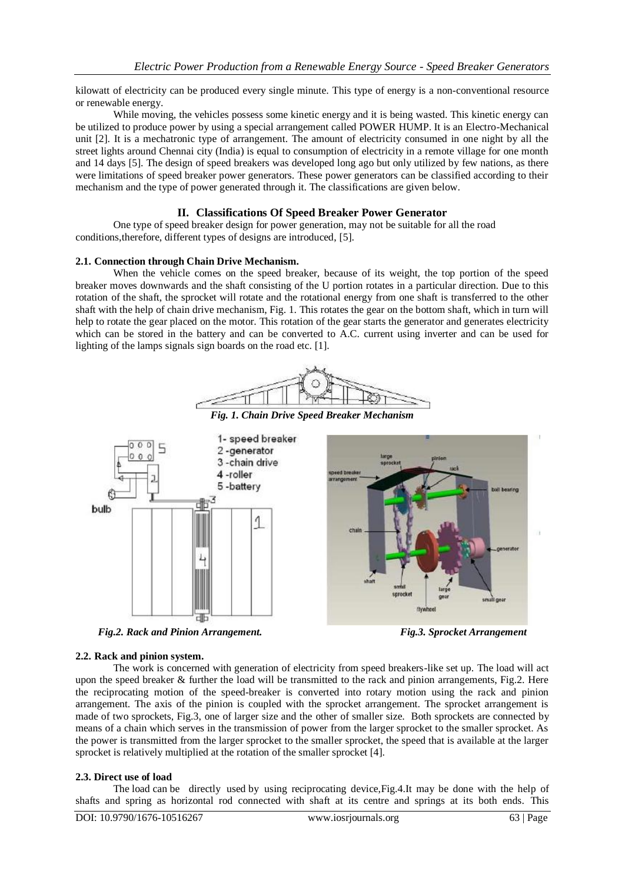kilowatt of electricity can be produced every single minute. This type of energy is a non-conventional resource or renewable energy.

While moving, the vehicles possess some kinetic energy and it is being wasted. This kinetic energy can be utilized to produce power by using a special arrangement called POWER HUMP. It is an Electro-Mechanical unit [2]. It is a mechatronic type of arrangement. The amount of electricity consumed in one night by all the street lights around Chennai city (India) is equal to consumption of electricity in a remote village for one month and 14 days [5]. The design of speed breakers was developed long ago but only utilized by few nations, as there were limitations of speed breaker power generators. These power generators can be classified according to their mechanism and the type of power generated through it. The classifications are given below.

## II. Classifications Of Speed Breaker Power Generator

One type of speed breaker design for power generation, may not be suitable for all the road conditions,therefore, different types of designs are introduced, [5].

### 2.1. Connection through Chain Drive Mechanism.

When the vehicle comes on the speed breaker, because of its weight, the top portion of the speed breaker moves downwards and the shaft consisting of the U portion rotates in a particular direction. Due to this rotation of the shaft, the sprocket will rotate and the rotational energy from one shaft is transferred to the other shaft with the help of chain drive mechanism, Fig. 1. This rotates the gear on the bottom shaft, which in turn will help to rotate the gear placed on the motor. This rotation of the gear starts the generator and generates electricity which can be stored in the battery and can be converted to A.C. current using inverter and can be used for lighting of the lamps signals sign boards on the road etc. [1].

*Fig. 1. Chain Drive Speed Breaker Mechanism*

*Fig.2. Rack and Pinion Arrangement.*

*Fig.3. Sprocket Arrangement*

### 2.2. Rack and pinion system.

The work is concerned with generation of electricity from speed breakers-like set up. The load will act upon the speed breaker & further the load will be transmitted to the rack and pinion arrangements, Fig.2. Here the reciprocating motion of the speed-breaker is converted into rotary motion using the rack and pinion arrangement. The axis of the pinion is coupled with the sprocket arrangement. The sprocket arrangement is made of two sprockets, Fig.3, one of larger size and the other of smaller size. Both sprockets are connected by means of a chain which serves in the transmission of power from the larger sprocket to the smaller sprocket. As the power is transmitted from the larger sprocket to the smaller sprocket, the speed that is available at the larger sprocket is relatively multiplied at the rotation of the smaller sprocket [4].

### 2.3. Direct use of load

The load can be directly used by using reciprocating device,Fig.4.It may be done with the help of shafts and spring as horizontal rod connected with shaft at its centre and springs at its both ends. This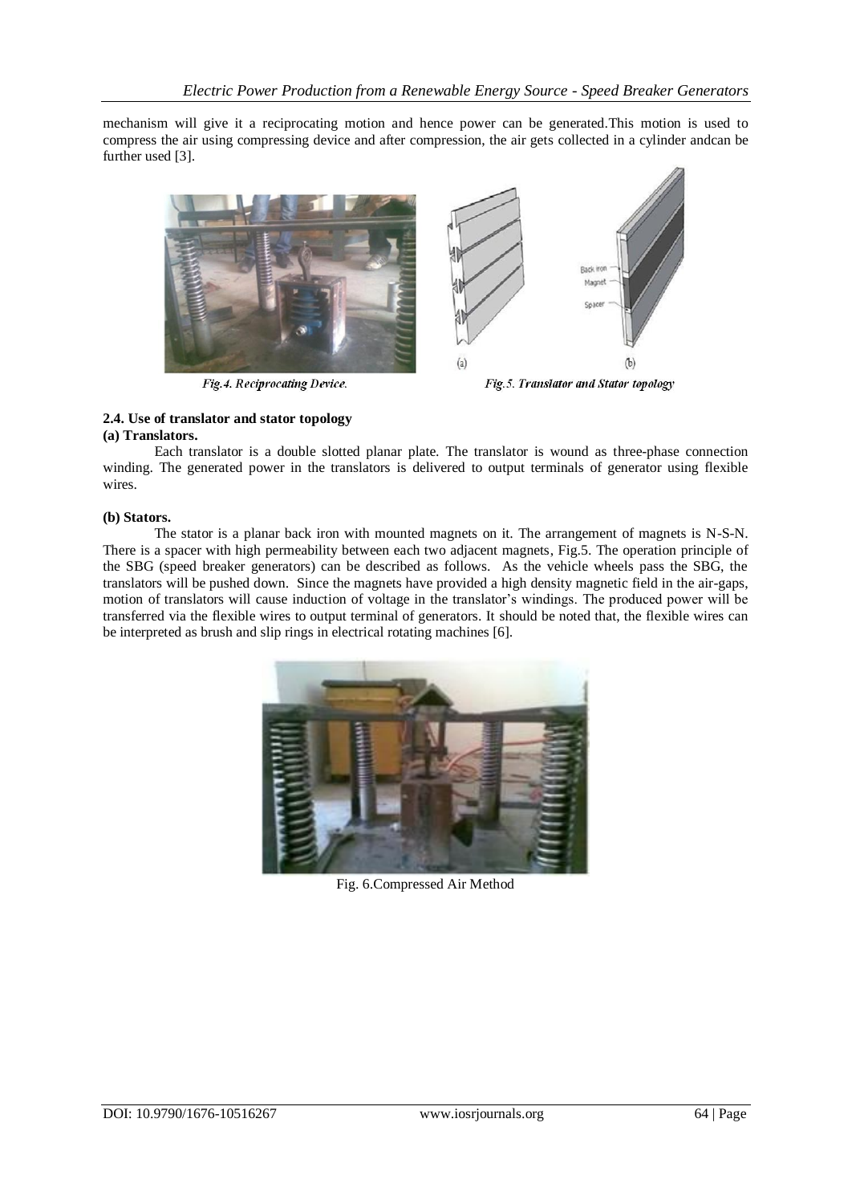mechanism will give it a reciprocating motion and hence power can be generated.This motion is used to compress the air using compressing device and after compression, the air gets collected in a cylinder andcan be further used [3].

*Fig.4. Reciprocating Device.*

*Fig.5. Translator and Stator topology*

### 2.4. Use of translator and stator topology

**(a) Translators.**

Each translator is a double slotted planar plate. The translator is wound as three-phase connection winding. The generated power in the translators is delivered to output terminals of generator using flexible wires.

**(b) Stators.**

The stator is a planar back iron with mounted magnets on it. The arrangement of magnets is N-S-N. There is a spacer with high permeability between each two adjacent magnets, Fig.5. The operation principle of the SBG (speed breaker generators) can be described as follows. As the vehicle wheels pass the SBG, the translators will be pushed down. Since the magnets have provided a high density magnetic field in the air-gaps, motion of translators will cause induction of voltage in the translator's windings. The produced power will be transferred via the flexible wires to output terminal of generators. It should be noted that, the flexible wires can be interpreted as brush and slip rings in electrical rotating machines [6].

Fig. 6.Compressed Air Method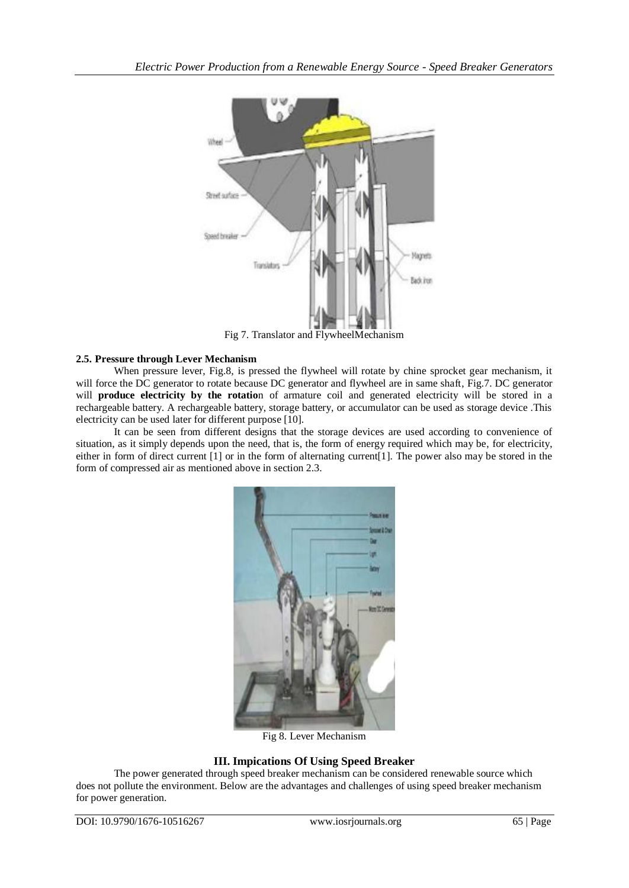Fig 7. Translator and FlywheelMechanism

**2.5. Pressure through Lever Mechanism**

When pressure lever, Fig.8, is pressed the flywheel will rotate by chine sprocket gear mechanism, it will force the DC generator to rotate because DC generator and flywheel are in same shaft, Fig.7. DC generator will **produce electricity by the rotatio**n of armature coil and generated electricity will be stored in a rechargeable battery. A rechargeable battery, storage battery, or accumulator can be used as storage device .This electricity can be used later for different purpose [10].

It can be seen from different designs that the storage devices are used according to convenience of situation, as it simply depends upon the need, that is, the form of energy required which may be, for electricity, either in form of direct current [1] or in the form of alternating current[1]. The power also may be stored in the form of compressed air as mentioned above in section 2.3.

Fig 8. Lever Mechanism

## III. Impications Of Using Speed Breaker

The power generated through speed breaker mechanism can be considered renewable source which does not pollute the environment. Below are the advantages and challenges of using speed breaker mechanism for power generation.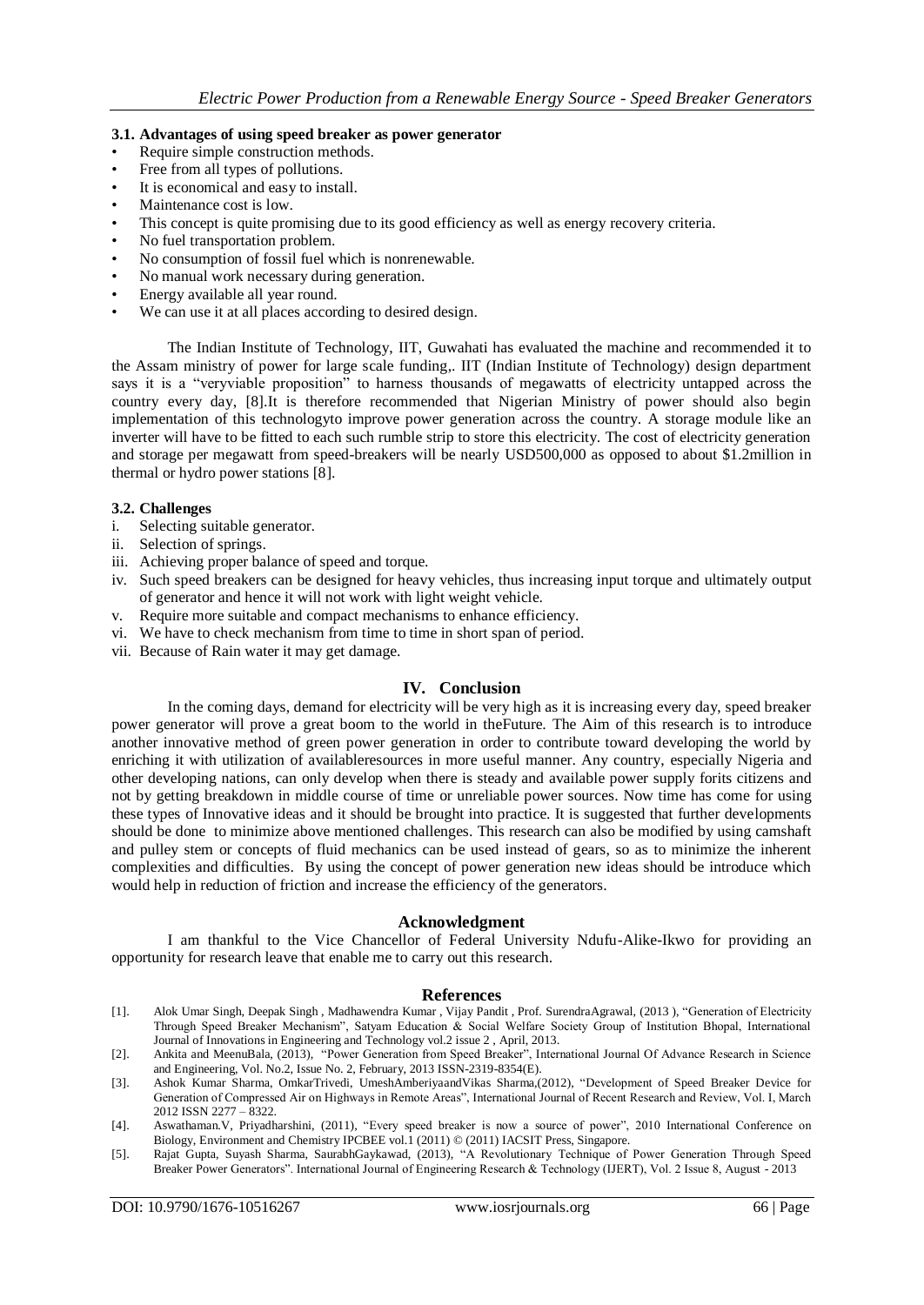### 3.1. Advantages of using speed breaker as power generator

- Require simple construction methods.
- Free from all types of pollutions.
- It is economical and easy to install.
- Maintenance cost is low.
- This concept is quite promising due to its good efficiency as well as energy recovery criteria.
- No fuel transportation problem.
- No consumption of fossil fuel which is nonrenewable.
- No manual work necessary during generation.
- Energy available all year round.
- We can use it at all places according to desired design.

The Indian Institute of Technology, IIT, Guwahati has evaluated the machine and recommended it to the Assam ministry of power for large scale funding,. IIT (Indian Institute of Technology) design department says it is a "veryviable proposition" to harness thousands of megawatts of electricity untapped across the country every day, [8].It is therefore recommended that Nigerian Ministry of power should also begin implementation of this technologyto improve power generation across the country. A storage module like an inverter will have to be fitted to each such rumble strip to store this electricity. The cost of electricity generation and storage per megawatt from speed-breakers will be nearly USD500,000 as opposed to about $1.2million in thermal or hydro power stations [8].

### 3.2. Challenges

i. Selecting suitable generator.
ii. Selection of springs.
iii. Achieving proper balance of speed and torque.
iv. Such speed breakers can be designed for heavy vehicles, thus increasing input torque and ultimately output of generator and hence it will not work with light weight vehicle.
v. Require more suitable and compact mechanisms to enhance efficiency.
vi. We have to check mechanism from time to time in short span of period.
vii. Because of Rain water it may get damage.

## IV. Conclusion

In the coming days, demand for electricity will be very high as it is increasing every day, speed breaker power generator will prove a great boom to the world in theFuture. The Aim of this research is to introduce another innovative method of green power generation in order to contribute toward developing the world by enriching it with utilization of availableresources in more useful manner. Any country, especially Nigeria and other developing nations, can only develop when there is steady and available power supply forits citizens and not by getting breakdown in middle course of time or unreliable power sources. Now time has come for using these types of Innovative ideas and it should be brought into practice. It is suggested that further developments should be done to minimize above mentioned challenges. This research can also be modified by using camshaft and pulley stem or concepts of fluid mechanics can be used instead of gears, so as to minimize the inherent complexities and difficulties. By using the concept of power generation new ideas should be introduce which would help in reduction of friction and increase the efficiency of the generators.

## Acknowledgment

I am thankful to the Vice Chancellor of Federal University Ndufu-Alike-Ikwo for providing an opportunity for research leave that enable me to carry out this research.

## References

[1]. Alok Umar Singh, Deepak Singh , Madhawendra Kumar , Vijay Pandit , Prof. SurendraAgrawal, (2013 ), "Generation of Electricity Through Speed Breaker Mechanism", Satyam Education & Social Welfare Society Group of Institution Bhopal, International Journal of Innovations in Engineering and Technology vol.2 issue 2 , April, 2013.

[2]. Ankita and MeenuBala, (2013), "Power Generation from Speed Breaker", International Journal Of Advance Research in Science and Engineering, Vol. No.2, Issue No. 2, February, 2013 ISSN-2319-8354(E).

[3]. Ashok Kumar Sharma, OmkarTrivedi, UmeshAmberiyaandVikas Sharma,(2012), "Development of Speed Breaker Device for Generation of Compressed Air on Highways in Remote Areas", International Journal of Recent Research and Review, Vol. I, March 2012 ISSN 2277 – 8322.

[4]. Aswathaman.V, Priyadharshini, (2011), "Every speed breaker is now a source of power", 2010 International Conference on Biology, Environment and Chemistry IPCBEE vol.1 (2011) © (2011) IACSIT Press, Singapore.

[5]. Rajat Gupta, Suyash Sharma, SaurabhGaykawad, (2013), "A Revolutionary Technique of Power Generation Through Speed Breaker Power Generators". International Journal of Engineering Research & Technology (IJERT), Vol. 2 Issue 8, August - 2013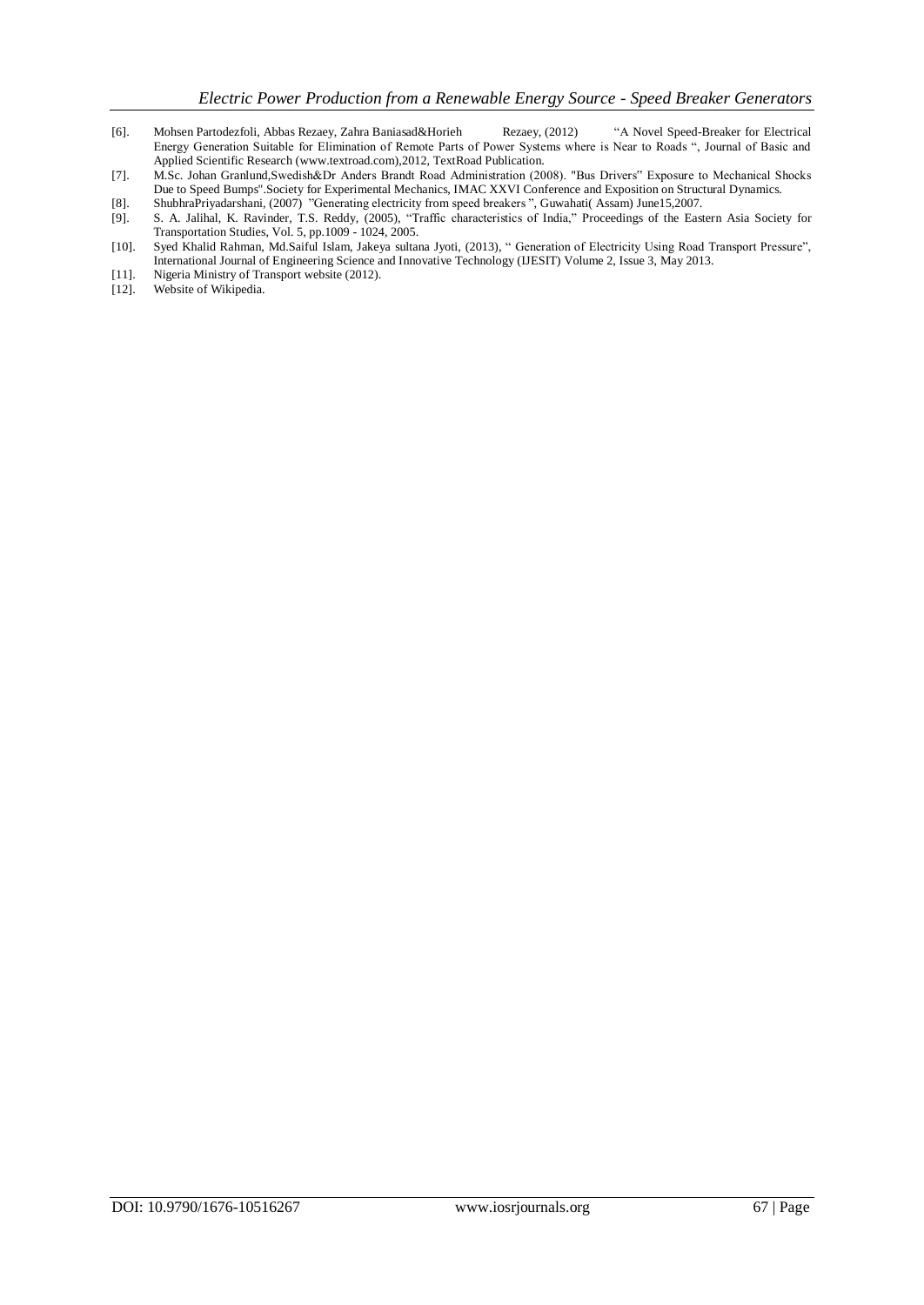[6]. Mohsen Partodezfoli, Abbas Rezaey, Zahra Baniasad&Horieh Rezaey, (2012) "A Novel Speed-Breaker for Electrical Energy Generation Suitable for Elimination of Remote Parts of Power Systems where is Near to Roads ", Journal of Basic and Applied Scientific Research (www.textroad.com),2012, TextRoad Publication.

[7]. M.Sc. Johan Granlund,Swedish&Dr Anders Brandt Road Administration (2008). "Bus Drivers" Exposure to Mechanical Shocks Due to Speed Bumps".Society for Experimental Mechanics, IMAC XXVI Conference and Exposition on Structural Dynamics.

[8]. ShubhraPriyadarshani, (2007) "Generating electricity from speed breakers ", Guwahati( Assam) June15,2007.

[9]. S. A. Jalihal, K. Ravinder, T.S. Reddy, (2005), "Traffic characteristics of India," Proceedings of the Eastern Asia Society for Transportation Studies, Vol. 5, pp.1009 - 1024, 2005.

[10]. Syed Khalid Rahman, Md.Saiful Islam, Jakeya sultana Jyoti, (2013), " Generation of Electricity Using Road Transport Pressure", International Journal of Engineering Science and Innovative Technology (IJESIT) Volume 2, Issue 3, May 2013.

[11]. Nigeria Ministry of Transport website (2012).

[12]. Website of Wikipedia.